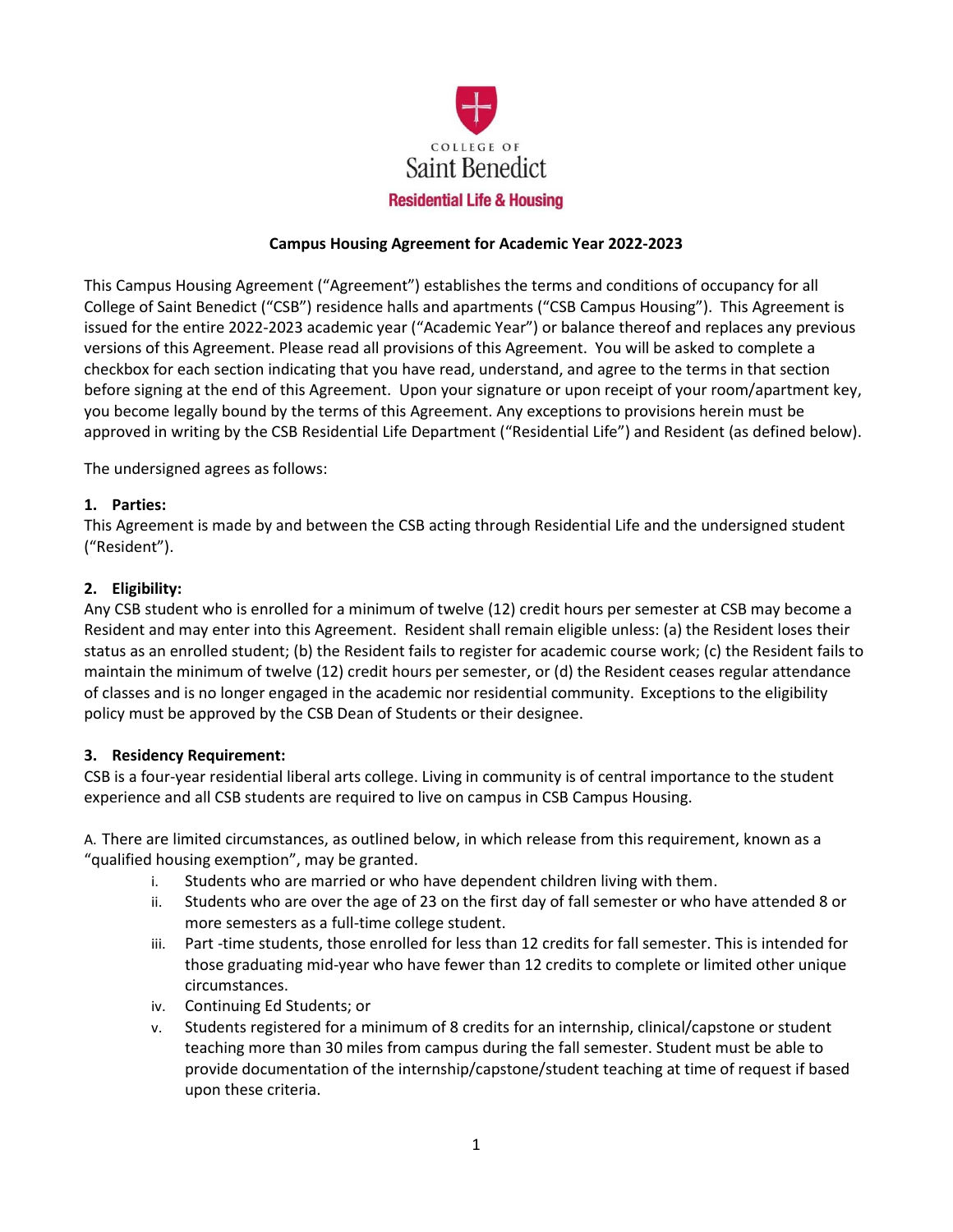COLLEGE OF
Saint Benedict
**Residential Life & Housing**

# Campus Housing Agreement for Academic Year 2022-2023

This Campus Housing Agreement ("Agreement") establishes the terms and conditions of occupancy for all College of Saint Benedict ("CSB") residence halls and apartments ("CSB Campus Housing"). This Agreement is issued for the entire 2022-2023 academic year ("Academic Year") or balance thereof and replaces any previous versions of this Agreement. Please read all provisions of this Agreement. You will be asked to complete a checkbox for each section indicating that you have read, understand, and agree to the terms in that section before signing at the end of this Agreement. Upon your signature or upon receipt of your room/apartment key, you become legally bound by the terms of this Agreement. Any exceptions to provisions herein must be approved in writing by the CSB Residential Life Department ("Residential Life") and Resident (as defined below).

The undersigned agrees as follows:

## 1. Parties:

This Agreement is made by and between the CSB acting through Residential Life and the undersigned student ("Resident").

## 2. Eligibility:

Any CSB student who is enrolled for a minimum of twelve (12) credit hours per semester at CSB may become a Resident and may enter into this Agreement. Resident shall remain eligible unless: (a) the Resident loses their status as an enrolled student; (b) the Resident fails to register for academic course work; (c) the Resident fails to maintain the minimum of twelve (12) credit hours per semester, or (d) the Resident ceases regular attendance of classes and is no longer engaged in the academic nor residential community. Exceptions to the eligibility policy must be approved by the CSB Dean of Students or their designee.

## 3. Residency Requirement:

CSB is a four-year residential liberal arts college. Living in community is of central importance to the student experience and all CSB students are required to live on campus in CSB Campus Housing.

A. There are limited circumstances, as outlined below, in which release from this requirement, known as a "qualified housing exemption", may be granted.

i. Students who are married or who have dependent children living with them.

ii. Students who are over the age of 23 on the first day of fall semester or who have attended 8 or more semesters as a full-time college student.

iii. Part -time students, those enrolled for less than 12 credits for fall semester. This is intended for those graduating mid-year who have fewer than 12 credits to complete or limited other unique circumstances.

iv. Continuing Ed Students; or

v. Students registered for a minimum of 8 credits for an internship, clinical/capstone or student teaching more than 30 miles from campus during the fall semester. Student must be able to provide documentation of the internship/capstone/student teaching at time of request if based upon these criteria.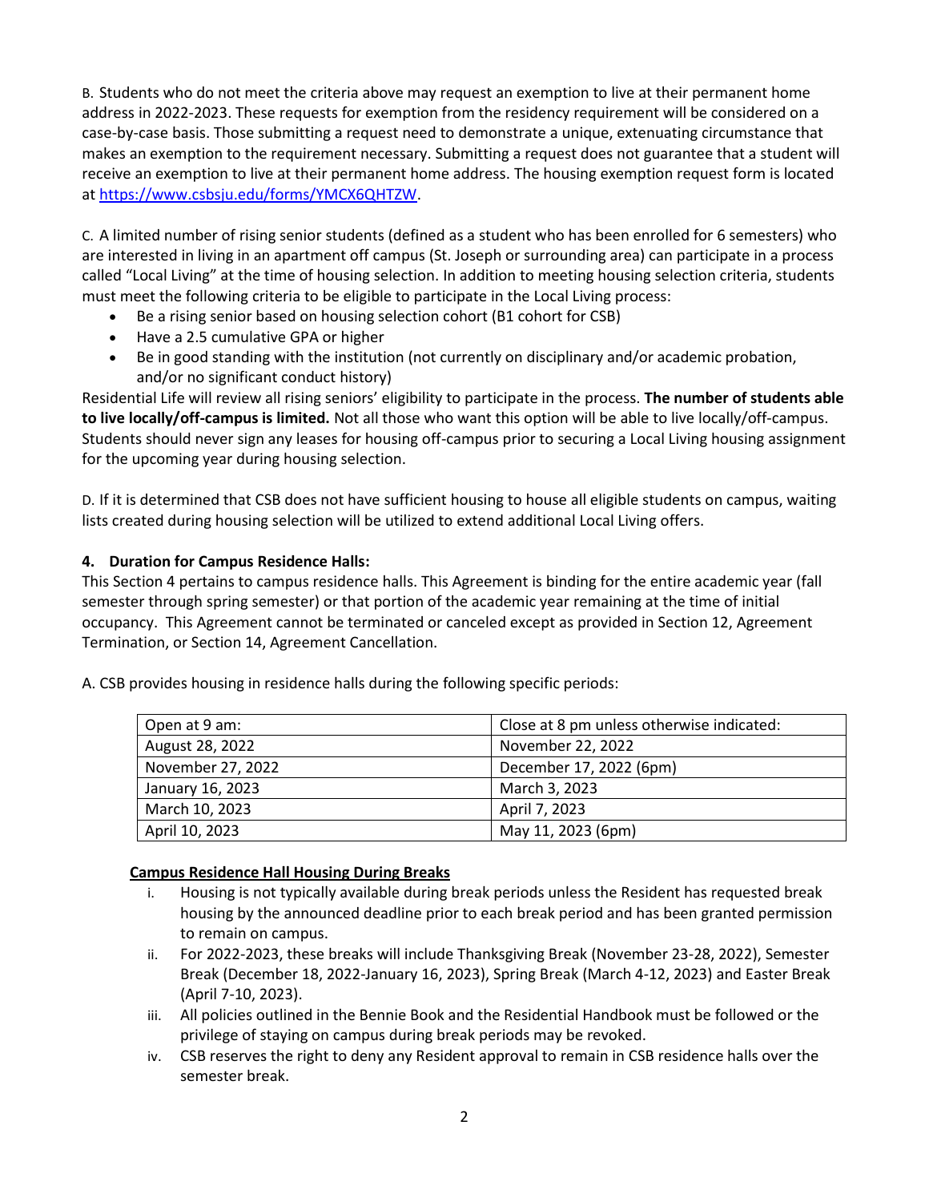B. Students who do not meet the criteria above may request an exemption to live at their permanent home address in 2022-2023. These requests for exemption from the residency requirement will be considered on a case-by-case basis. Those submitting a request need to demonstrate a unique, extenuating circumstance that makes an exemption to the requirement necessary. Submitting a request does not guarantee that a student will receive an exemption to live at their permanent home address. The housing exemption request form is located at [https://www.csbsju.edu/forms/YMCX6QHTZW](https://www.csbsju.edu/forms/YMCX6QHTZW).

C. A limited number of rising senior students (defined as a student who has been enrolled for 6 semesters) who are interested in living in an apartment off campus (St. Joseph or surrounding area) can participate in a process called "Local Living" at the time of housing selection. In addition to meeting housing selection criteria, students must meet the following criteria to be eligible to participate in the Local Living process:

- Be a rising senior based on housing selection cohort (B1 cohort for CSB)
- Have a 2.5 cumulative GPA or higher
- Be in good standing with the institution (not currently on disciplinary and/or academic probation, and/or no significant conduct history)

Residential Life will review all rising seniors' eligibility to participate in the process. **The number of students able to live locally/off-campus is limited.** Not all those who want this option will be able to live locally/off-campus. Students should never sign any leases for housing off-campus prior to securing a Local Living housing assignment for the upcoming year during housing selection.

D. If it is determined that CSB does not have sufficient housing to house all eligible students on campus, waiting lists created during housing selection will be utilized to extend additional Local Living offers.

**4. Duration for Campus Residence Halls:**

This Section 4 pertains to campus residence halls. This Agreement is binding for the entire academic year (fall semester through spring semester) or that portion of the academic year remaining at the time of initial occupancy. This Agreement cannot be terminated or canceled except as provided in Section 12, Agreement Termination, or Section 14, Agreement Cancellation.

A. CSB provides housing in residence halls during the following specific periods:

| Open at 9 am: | Close at 8 pm unless otherwise indicated: |
|---|---|
| August 28, 2022 | November 22, 2022 |
| November 27, 2022 | December 17, 2022 (6pm) |
| January 16, 2023 | March 3, 2023 |
| March 10, 2023 | April 7, 2023 |
| April 10, 2023 | May 11, 2023 (6pm) |

**Campus Residence Hall Housing During Breaks**

i. Housing is not typically available during break periods unless the Resident has requested break housing by the announced deadline prior to each break period and has been granted permission to remain on campus.

ii. For 2022-2023, these breaks will include Thanksgiving Break (November 23-28, 2022), Semester Break (December 18, 2022-January 16, 2023), Spring Break (March 4-12, 2023) and Easter Break (April 7-10, 2023).

iii. All policies outlined in the Bennie Book and the Residential Handbook must be followed or the privilege of staying on campus during break periods may be revoked.

iv. CSB reserves the right to deny any Resident approval to remain in CSB residence halls over the semester break.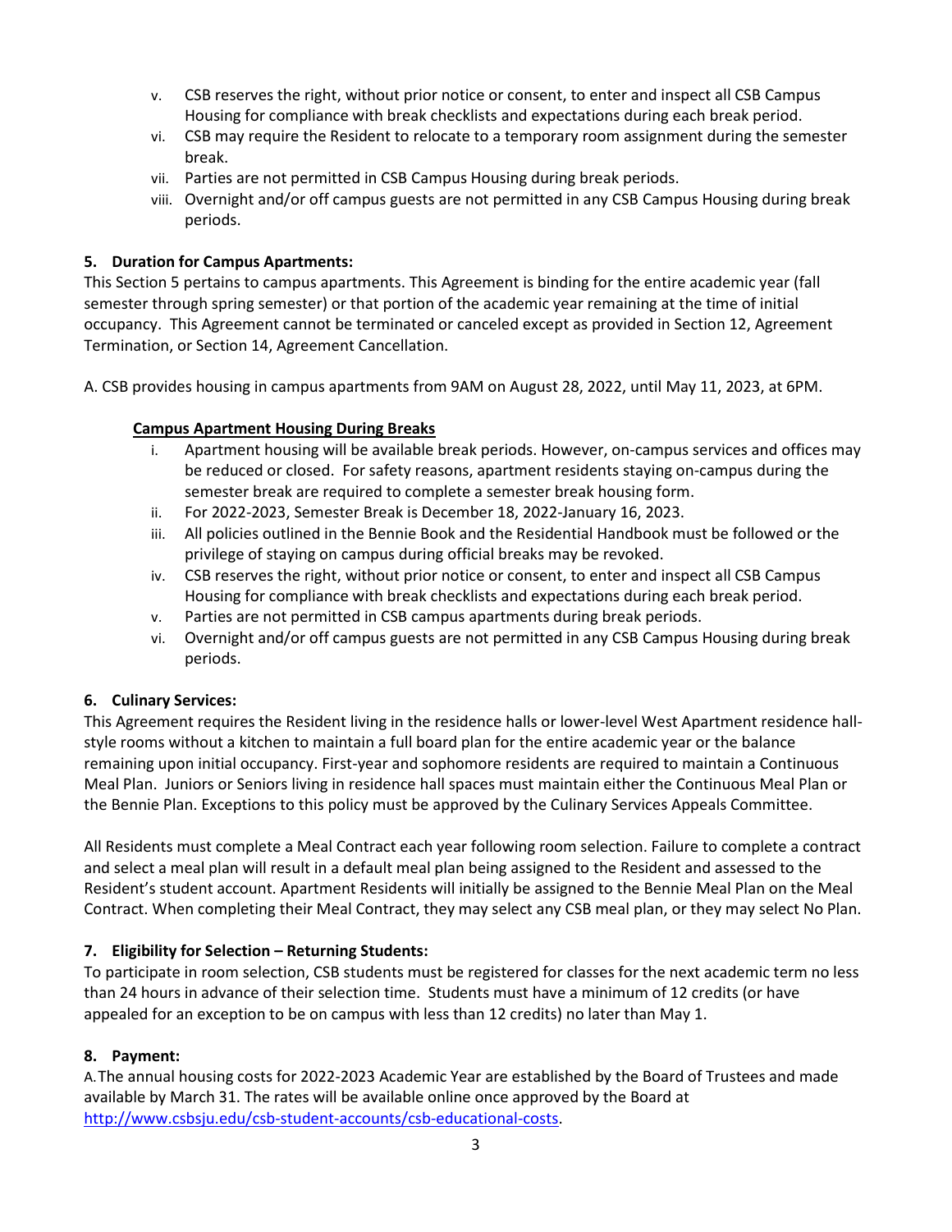v. CSB reserves the right, without prior notice or consent, to enter and inspect all CSB Campus Housing for compliance with break checklists and expectations during each break period.
vi. CSB may require the Resident to relocate to a temporary room assignment during the semester break.
vii. Parties are not permitted in CSB Campus Housing during break periods.
viii. Overnight and/or off campus guests are not permitted in any CSB Campus Housing during break periods.

**5. Duration for Campus Apartments:**

This Section 5 pertains to campus apartments. This Agreement is binding for the entire academic year (fall semester through spring semester) or that portion of the academic year remaining at the time of initial occupancy. This Agreement cannot be terminated or canceled except as provided in Section 12, Agreement Termination, or Section 14, Agreement Cancellation.

A. CSB provides housing in campus apartments from 9AM on August 28, 2022, until May 11, 2023, at 6PM.

**Campus Apartment Housing During Breaks**

i. Apartment housing will be available break periods. However, on-campus services and offices may be reduced or closed. For safety reasons, apartment residents staying on-campus during the semester break are required to complete a semester break housing form.
ii. For 2022-2023, Semester Break is December 18, 2022-January 16, 2023.
iii. All policies outlined in the Bennie Book and the Residential Handbook must be followed or the privilege of staying on campus during official breaks may be revoked.
iv. CSB reserves the right, without prior notice or consent, to enter and inspect all CSB Campus Housing for compliance with break checklists and expectations during each break period.
v. Parties are not permitted in CSB campus apartments during break periods.
vi. Overnight and/or off campus guests are not permitted in any CSB Campus Housing during break periods.

**6. Culinary Services:**

This Agreement requires the Resident living in the residence halls or lower-level West Apartment residence hall-style rooms without a kitchen to maintain a full board plan for the entire academic year or the balance remaining upon initial occupancy. First-year and sophomore residents are required to maintain a Continuous Meal Plan. Juniors or Seniors living in residence hall spaces must maintain either the Continuous Meal Plan or the Bennie Plan. Exceptions to this policy must be approved by the Culinary Services Appeals Committee.

All Residents must complete a Meal Contract each year following room selection. Failure to complete a contract and select a meal plan will result in a default meal plan being assigned to the Resident and assessed to the Resident's student account. Apartment Residents will initially be assigned to the Bennie Meal Plan on the Meal Contract. When completing their Meal Contract, they may select any CSB meal plan, or they may select No Plan.

**7. Eligibility for Selection – Returning Students:**

To participate in room selection, CSB students must be registered for classes for the next academic term no less than 24 hours in advance of their selection time. Students must have a minimum of 12 credits (or have appealed for an exception to be on campus with less than 12 credits) no later than May 1.

**8. Payment:**

A. The annual housing costs for 2022-2023 Academic Year are established by the Board of Trustees and made available by March 31. The rates will be available online once approved by the Board at http://www.csbsju.edu/csb-student-accounts/csb-educational-costs.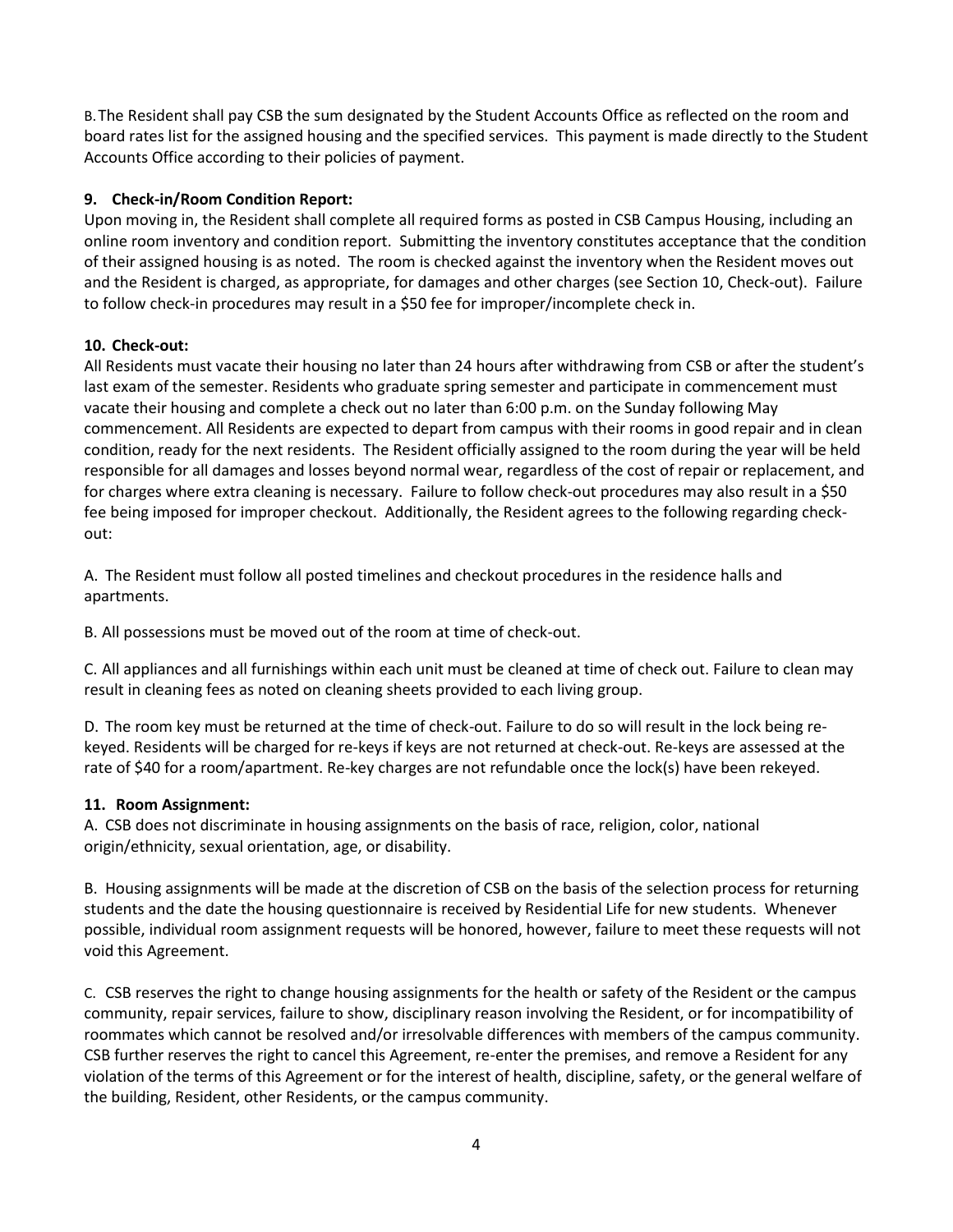B. The Resident shall pay CSB the sum designated by the Student Accounts Office as reflected on the room and board rates list for the assigned housing and the specified services. This payment is made directly to the Student Accounts Office according to their policies of payment.

**9. Check-in/Room Condition Report:**

Upon moving in, the Resident shall complete all required forms as posted in CSB Campus Housing, including an online room inventory and condition report. Submitting the inventory constitutes acceptance that the condition of their assigned housing is as noted. The room is checked against the inventory when the Resident moves out and the Resident is charged, as appropriate, for damages and other charges (see Section 10, Check-out). Failure to follow check-in procedures may result in a $50 fee for improper/incomplete check in.

**10. Check-out:**

All Residents must vacate their housing no later than 24 hours after withdrawing from CSB or after the student's last exam of the semester. Residents who graduate spring semester and participate in commencement must vacate their housing and complete a check out no later than 6:00 p.m. on the Sunday following May commencement. All Residents are expected to depart from campus with their rooms in good repair and in clean condition, ready for the next residents. The Resident officially assigned to the room during the year will be held responsible for all damages and losses beyond normal wear, regardless of the cost of repair or replacement, and for charges where extra cleaning is necessary. Failure to follow check-out procedures may also result in a $50 fee being imposed for improper checkout. Additionally, the Resident agrees to the following regarding check-out:

A. The Resident must follow all posted timelines and checkout procedures in the residence halls and apartments.

B. All possessions must be moved out of the room at time of check-out.

C. All appliances and all furnishings within each unit must be cleaned at time of check out. Failure to clean may result in cleaning fees as noted on cleaning sheets provided to each living group.

D. The room key must be returned at the time of check-out. Failure to do so will result in the lock being re-keyed. Residents will be charged for re-keys if keys are not returned at check-out. Re-keys are assessed at the rate of $40 for a room/apartment. Re-key charges are not refundable once the lock(s) have been rekeyed.

**11. Room Assignment:**

A. CSB does not discriminate in housing assignments on the basis of race, religion, color, national origin/ethnicity, sexual orientation, age, or disability.

B. Housing assignments will be made at the discretion of CSB on the basis of the selection process for returning students and the date the housing questionnaire is received by Residential Life for new students. Whenever possible, individual room assignment requests will be honored, however, failure to meet these requests will not void this Agreement.

C. CSB reserves the right to change housing assignments for the health or safety of the Resident or the campus community, repair services, failure to show, disciplinary reason involving the Resident, or for incompatibility of roommates which cannot be resolved and/or irresolvable differences with members of the campus community. CSB further reserves the right to cancel this Agreement, re-enter the premises, and remove a Resident for any violation of the terms of this Agreement or for the interest of health, discipline, safety, or the general welfare of the building, Resident, other Residents, or the campus community.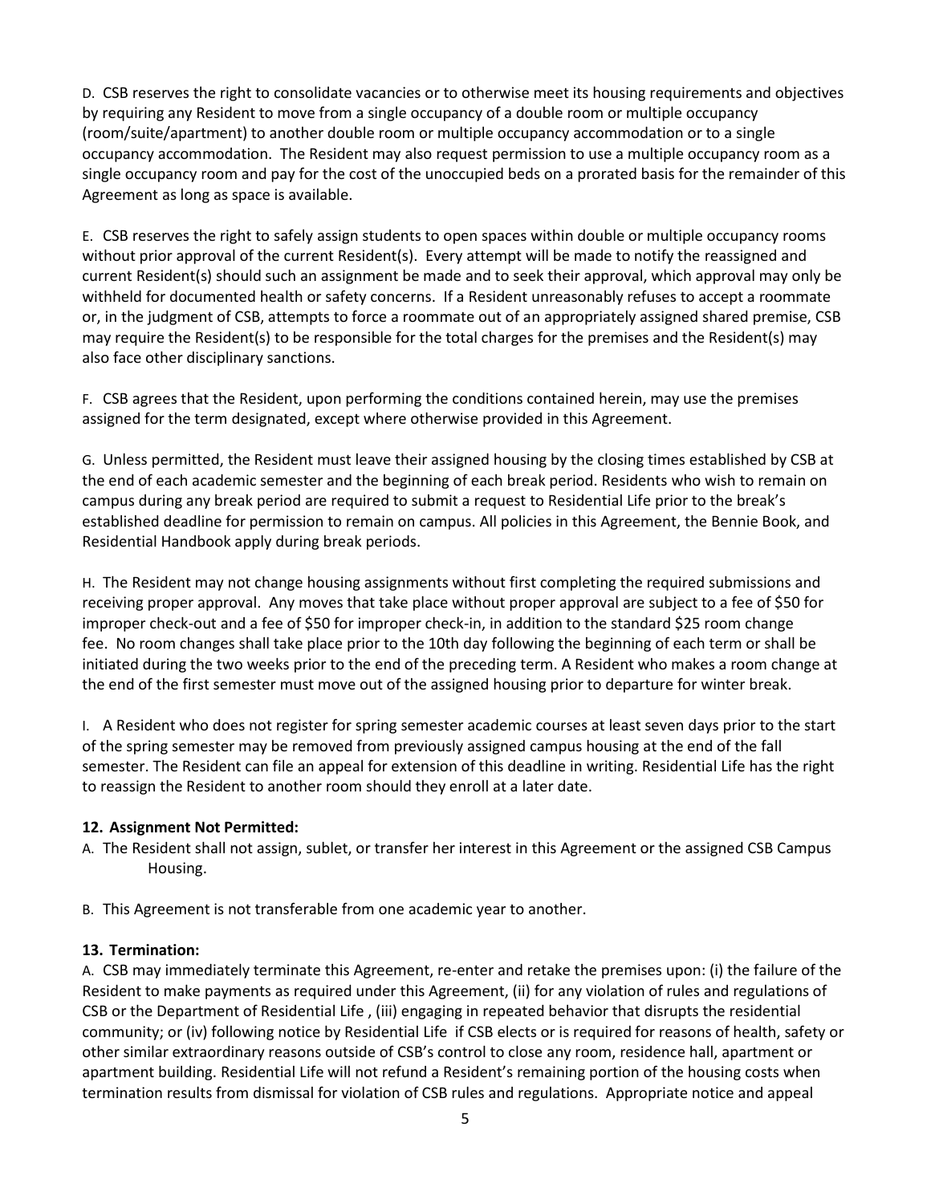D. CSB reserves the right to consolidate vacancies or to otherwise meet its housing requirements and objectives by requiring any Resident to move from a single occupancy of a double room or multiple occupancy (room/suite/apartment) to another double room or multiple occupancy accommodation or to a single occupancy accommodation. The Resident may also request permission to use a multiple occupancy room as a single occupancy room and pay for the cost of the unoccupied beds on a prorated basis for the remainder of this Agreement as long as space is available.

E. CSB reserves the right to safely assign students to open spaces within double or multiple occupancy rooms without prior approval of the current Resident(s). Every attempt will be made to notify the reassigned and current Resident(s) should such an assignment be made and to seek their approval, which approval may only be withheld for documented health or safety concerns. If a Resident unreasonably refuses to accept a roommate or, in the judgment of CSB, attempts to force a roommate out of an appropriately assigned shared premise, CSB may require the Resident(s) to be responsible for the total charges for the premises and the Resident(s) may also face other disciplinary sanctions.

F. CSB agrees that the Resident, upon performing the conditions contained herein, may use the premises assigned for the term designated, except where otherwise provided in this Agreement.

G. Unless permitted, the Resident must leave their assigned housing by the closing times established by CSB at the end of each academic semester and the beginning of each break period. Residents who wish to remain on campus during any break period are required to submit a request to Residential Life prior to the break's established deadline for permission to remain on campus. All policies in this Agreement, the Bennie Book, and Residential Handbook apply during break periods.

H. The Resident may not change housing assignments without first completing the required submissions and receiving proper approval. Any moves that take place without proper approval are subject to a fee of $50 for improper check-out and a fee of $50 for improper check-in, in addition to the standard $25 room change fee. No room changes shall take place prior to the 10th day following the beginning of each term or shall be initiated during the two weeks prior to the end of the preceding term. A Resident who makes a room change at the end of the first semester must move out of the assigned housing prior to departure for winter break.

I. A Resident who does not register for spring semester academic courses at least seven days prior to the start of the spring semester may be removed from previously assigned campus housing at the end of the fall semester. The Resident can file an appeal for extension of this deadline in writing. Residential Life has the right to reassign the Resident to another room should they enroll at a later date.

**12. Assignment Not Permitted:**

A. The Resident shall not assign, sublet, or transfer her interest in this Agreement or the assigned CSB Campus Housing.

B. This Agreement is not transferable from one academic year to another.

**13. Termination:**

A. CSB may immediately terminate this Agreement, re-enter and retake the premises upon: (i) the failure of the Resident to make payments as required under this Agreement, (ii) for any violation of rules and regulations of CSB or the Department of Residential Life , (iii) engaging in repeated behavior that disrupts the residential community; or (iv) following notice by Residential Life if CSB elects or is required for reasons of health, safety or other similar extraordinary reasons outside of CSB's control to close any room, residence hall, apartment or apartment building. Residential Life will not refund a Resident's remaining portion of the housing costs when termination results from dismissal for violation of CSB rules and regulations. Appropriate notice and appeal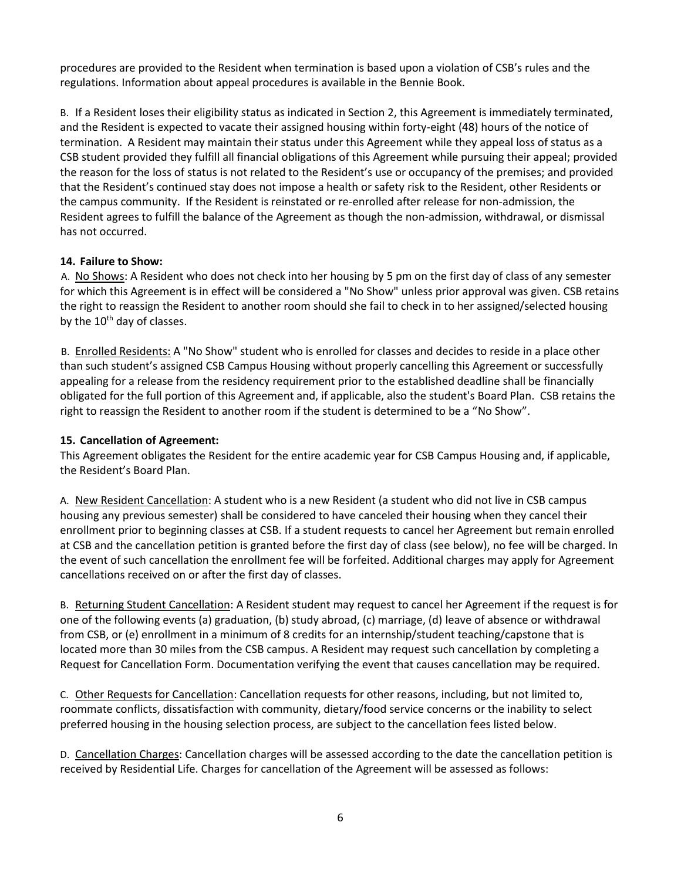procedures are provided to the Resident when termination is based upon a violation of CSB's rules and the regulations. Information about appeal procedures is available in the Bennie Book.

B. If a Resident loses their eligibility status as indicated in Section 2, this Agreement is immediately terminated, and the Resident is expected to vacate their assigned housing within forty-eight (48) hours of the notice of termination. A Resident may maintain their status under this Agreement while they appeal loss of status as a CSB student provided they fulfill all financial obligations of this Agreement while pursuing their appeal; provided the reason for the loss of status is not related to the Resident's use or occupancy of the premises; and provided that the Resident's continued stay does not impose a health or safety risk to the Resident, other Residents or the campus community. If the Resident is reinstated or re-enrolled after release for non-admission, the Resident agrees to fulfill the balance of the Agreement as though the non-admission, withdrawal, or dismissal has not occurred.

**14. Failure to Show:**

A. No Shows: A Resident who does not check into her housing by 5 pm on the first day of class of any semester for which this Agreement is in effect will be considered a "No Show" unless prior approval was given. CSB retains the right to reassign the Resident to another room should she fail to check in to her assigned/selected housing by the 10th day of classes.

B. Enrolled Residents: A "No Show" student who is enrolled for classes and decides to reside in a place other than such student's assigned CSB Campus Housing without properly cancelling this Agreement or successfully appealing for a release from the residency requirement prior to the established deadline shall be financially obligated for the full portion of this Agreement and, if applicable, also the student's Board Plan. CSB retains the right to reassign the Resident to another room if the student is determined to be a "No Show".

**15. Cancellation of Agreement:**

This Agreement obligates the Resident for the entire academic year for CSB Campus Housing and, if applicable, the Resident's Board Plan.

A. New Resident Cancellation: A student who is a new Resident (a student who did not live in CSB campus housing any previous semester) shall be considered to have canceled their housing when they cancel their enrollment prior to beginning classes at CSB. If a student requests to cancel her Agreement but remain enrolled at CSB and the cancellation petition is granted before the first day of class (see below), no fee will be charged. In the event of such cancellation the enrollment fee will be forfeited. Additional charges may apply for Agreement cancellations received on or after the first day of classes.

B. Returning Student Cancellation: A Resident student may request to cancel her Agreement if the request is for one of the following events (a) graduation, (b) study abroad, (c) marriage, (d) leave of absence or withdrawal from CSB, or (e) enrollment in a minimum of 8 credits for an internship/student teaching/capstone that is located more than 30 miles from the CSB campus. A Resident may request such cancellation by completing a Request for Cancellation Form. Documentation verifying the event that causes cancellation may be required.

C. Other Requests for Cancellation: Cancellation requests for other reasons, including, but not limited to, roommate conflicts, dissatisfaction with community, dietary/food service concerns or the inability to select preferred housing in the housing selection process, are subject to the cancellation fees listed below.

D. Cancellation Charges: Cancellation charges will be assessed according to the date the cancellation petition is received by Residential Life. Charges for cancellation of the Agreement will be assessed as follows: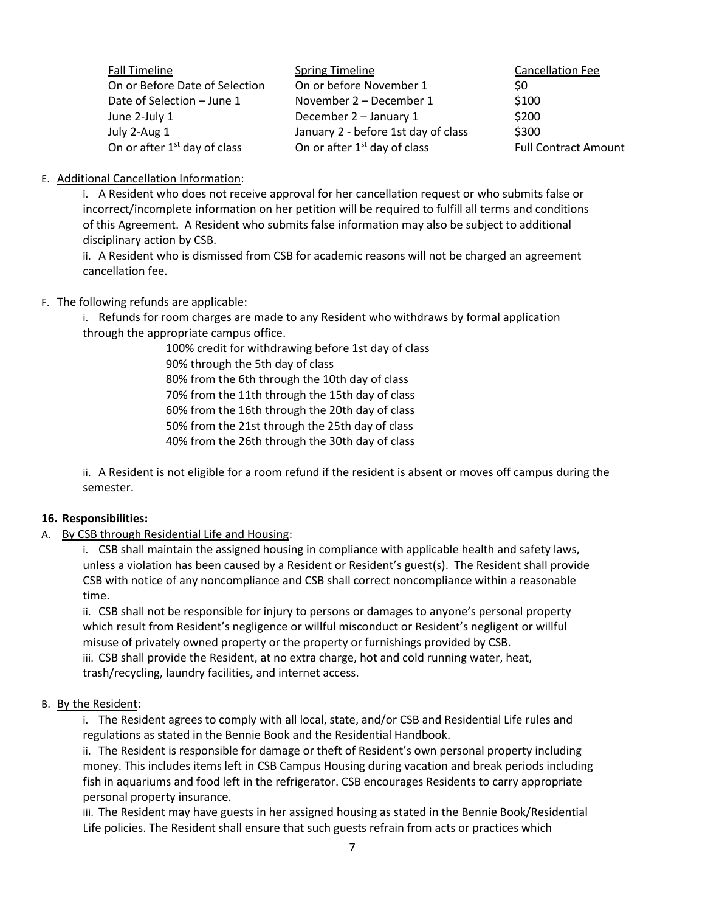| Fall Timeline | Spring Timeline | Cancellation Fee |
|---|---|---|
| On or Before Date of Selection | On or before November 1 | $0 |
| Date of Selection – June 1 | November 2 – December 1 | $100 |
| June 2-July 1 | December 2 – January 1 | $200 |
| July 2-Aug 1 | January 2 - before 1st day of class | $300 |
| On or after 1st day of class | On or after 1st day of class | Full Contract Amount |

E. Additional Cancellation Information:

i. A Resident who does not receive approval for her cancellation request or who submits false or incorrect/incomplete information on her petition will be required to fulfill all terms and conditions of this Agreement. A Resident who submits false information may also be subject to additional disciplinary action by CSB.

ii. A Resident who is dismissed from CSB for academic reasons will not be charged an agreement cancellation fee.

F. The following refunds are applicable:

i. Refunds for room charges are made to any Resident who withdraws by formal application through the appropriate campus office.

100% credit for withdrawing before 1st day of class
90% through the 5th day of class
80% from the 6th through the 10th day of class
70% from the 11th through the 15th day of class
60% from the 16th through the 20th day of class
50% from the 21st through the 25th day of class
40% from the 26th through the 30th day of class

ii. A Resident is not eligible for a room refund if the resident is absent or moves off campus during the semester.

**16. Responsibilities:**

A. By CSB through Residential Life and Housing:

i. CSB shall maintain the assigned housing in compliance with applicable health and safety laws, unless a violation has been caused by a Resident or Resident's guest(s). The Resident shall provide CSB with notice of any noncompliance and CSB shall correct noncompliance within a reasonable time.

ii. CSB shall not be responsible for injury to persons or damages to anyone's personal property which result from Resident's negligence or willful misconduct or Resident's negligent or willful misuse of privately owned property or the property or furnishings provided by CSB.

iii. CSB shall provide the Resident, at no extra charge, hot and cold running water, heat, trash/recycling, laundry facilities, and internet access.

B. By the Resident:

i. The Resident agrees to comply with all local, state, and/or CSB and Residential Life rules and regulations as stated in the Bennie Book and the Residential Handbook.

ii. The Resident is responsible for damage or theft of Resident's own personal property including money. This includes items left in CSB Campus Housing during vacation and break periods including fish in aquariums and food left in the refrigerator. CSB encourages Residents to carry appropriate personal property insurance.

iii. The Resident may have guests in her assigned housing as stated in the Bennie Book/Residential Life policies. The Resident shall ensure that such guests refrain from acts or practices which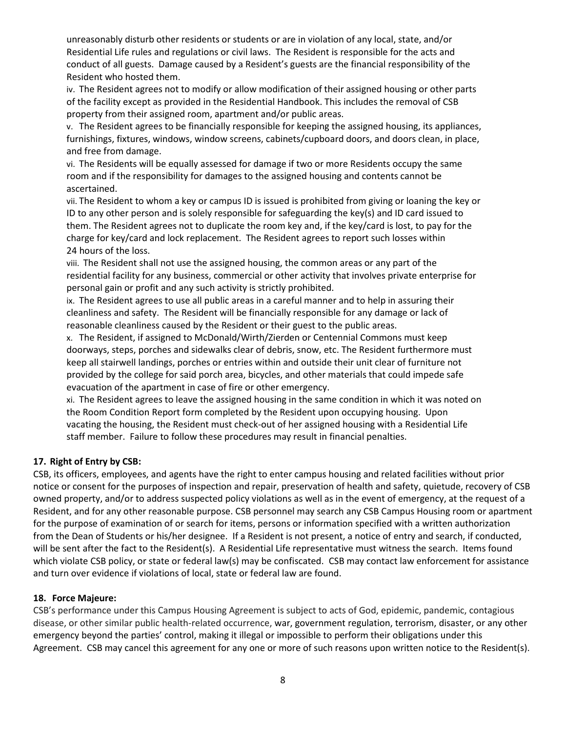unreasonably disturb other residents or students or are in violation of any local, state, and/or Residential Life rules and regulations or civil laws. The Resident is responsible for the acts and conduct of all guests. Damage caused by a Resident's guests are the financial responsibility of the Resident who hosted them.

iv. The Resident agrees not to modify or allow modification of their assigned housing or other parts of the facility except as provided in the Residential Handbook. This includes the removal of CSB property from their assigned room, apartment and/or public areas.

v. The Resident agrees to be financially responsible for keeping the assigned housing, its appliances, furnishings, fixtures, windows, window screens, cabinets/cupboard doors, and doors clean, in place, and free from damage.

vi. The Residents will be equally assessed for damage if two or more Residents occupy the same room and if the responsibility for damages to the assigned housing and contents cannot be ascertained.

vii. The Resident to whom a key or campus ID is issued is prohibited from giving or loaning the key or ID to any other person and is solely responsible for safeguarding the key(s) and ID card issued to them. The Resident agrees not to duplicate the room key and, if the key/card is lost, to pay for the charge for key/card and lock replacement. The Resident agrees to report such losses within 24 hours of the loss.

viii. The Resident shall not use the assigned housing, the common areas or any part of the residential facility for any business, commercial or other activity that involves private enterprise for personal gain or profit and any such activity is strictly prohibited.

ix. The Resident agrees to use all public areas in a careful manner and to help in assuring their cleanliness and safety. The Resident will be financially responsible for any damage or lack of reasonable cleanliness caused by the Resident or their guest to the public areas.

x. The Resident, if assigned to McDonald/Wirth/Zierden or Centennial Commons must keep doorways, steps, porches and sidewalks clear of debris, snow, etc. The Resident furthermore must keep all stairwell landings, porches or entries within and outside their unit clear of furniture not provided by the college for said porch area, bicycles, and other materials that could impede safe evacuation of the apartment in case of fire or other emergency.

xi. The Resident agrees to leave the assigned housing in the same condition in which it was noted on the Room Condition Report form completed by the Resident upon occupying housing. Upon vacating the housing, the Resident must check-out of her assigned housing with a Residential Life staff member. Failure to follow these procedures may result in financial penalties.

**17. Right of Entry by CSB:**

CSB, its officers, employees, and agents have the right to enter campus housing and related facilities without prior notice or consent for the purposes of inspection and repair, preservation of health and safety, quietude, recovery of CSB owned property, and/or to address suspected policy violations as well as in the event of emergency, at the request of a Resident, and for any other reasonable purpose. CSB personnel may search any CSB Campus Housing room or apartment for the purpose of examination of or search for items, persons or information specified with a written authorization from the Dean of Students or his/her designee. If a Resident is not present, a notice of entry and search, if conducted, will be sent after the fact to the Resident(s). A Residential Life representative must witness the search. Items found which violate CSB policy, or state or federal law(s) may be confiscated. CSB may contact law enforcement for assistance and turn over evidence if violations of local, state or federal law are found.

**18. Force Majeure:**

CSB's performance under this Campus Housing Agreement is subject to acts of God, epidemic, pandemic, contagious disease, or other similar public health-related occurrence, war, government regulation, terrorism, disaster, or any other emergency beyond the parties' control, making it illegal or impossible to perform their obligations under this Agreement. CSB may cancel this agreement for any one or more of such reasons upon written notice to the Resident(s).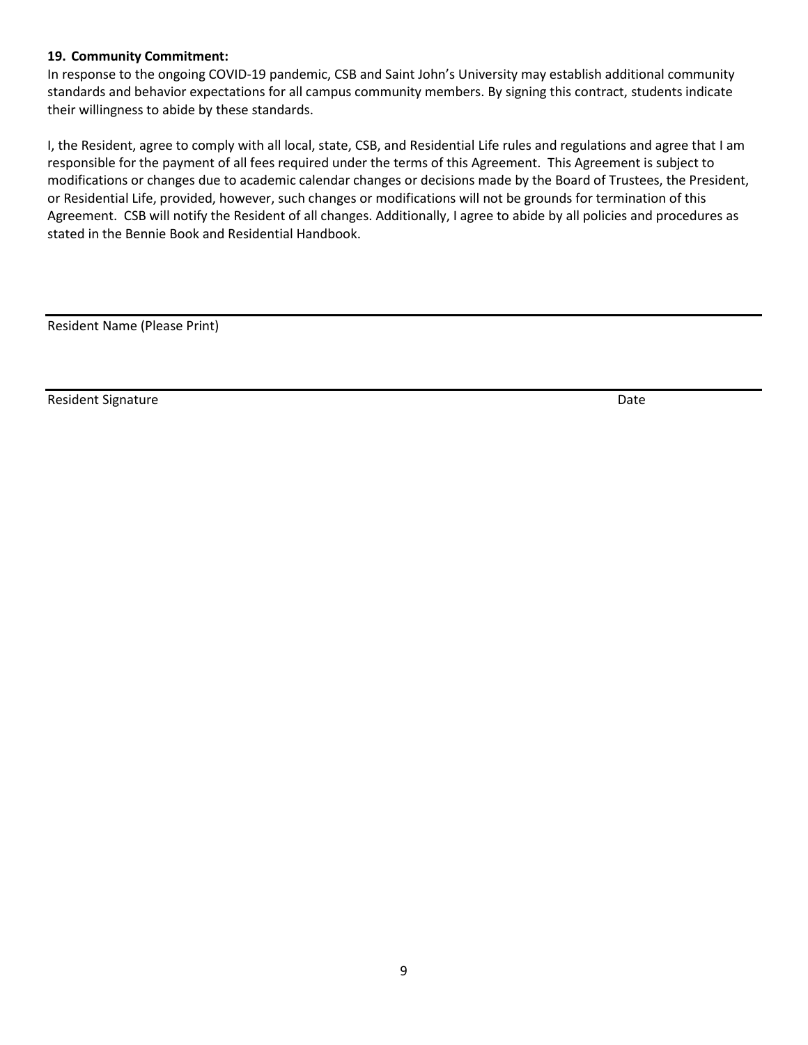**19. Community Commitment:**

In response to the ongoing COVID-19 pandemic, CSB and Saint John's University may establish additional community standards and behavior expectations for all campus community members. By signing this contract, students indicate their willingness to abide by these standards.

I, the Resident, agree to comply with all local, state, CSB, and Residential Life rules and regulations and agree that I am responsible for the payment of all fees required under the terms of this Agreement. This Agreement is subject to modifications or changes due to academic calendar changes or decisions made by the Board of Trustees, the President, or Residential Life, provided, however, such changes or modifications will not be grounds for termination of this Agreement. CSB will notify the Resident of all changes. Additionally, I agree to abide by all policies and procedures as stated in the Bennie Book and Residential Handbook.

\_\_\_\_\_\_\_\_\_\_\_\_\_\_\_\_\_\_\_\_\_\_\_\_\_\_\_\_\_\_\_\_\_\_\_\_\_\_\_\_\_\_\_\_\_\_\_\_\_\_

Resident Name (Please Print)

\_\_\_\_\_\_\_\_\_\_\_\_\_\_\_\_\_\_\_\_\_\_\_\_\_\_\_\_\_\_\_\_\_\_\_\_\_\_\_\_\_\_\_\_\_\_\_\_\_\_

Resident Signature Date